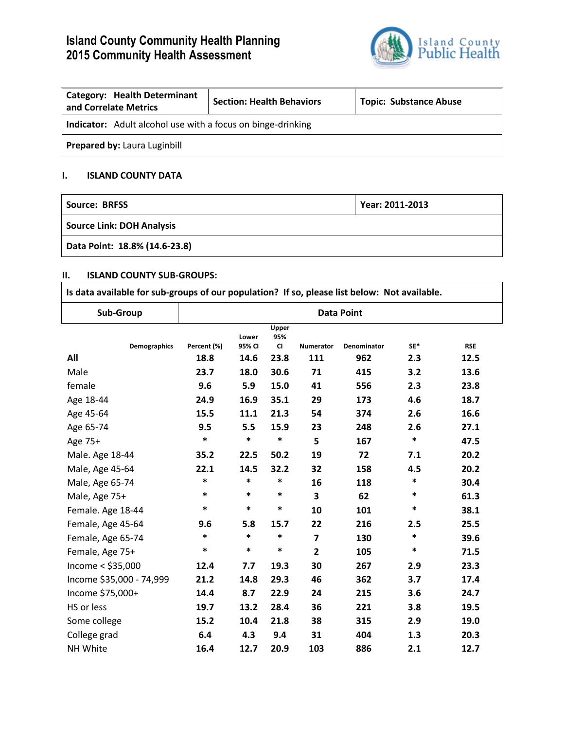# Island County Community Health Planning
# 2015 Community Health Assessment

| **Category: Health Determinant and Correlate Metrics** | **Section: Health Behaviors** | **Topic: Substance Abuse** |
|---|---|---|
| **Indicator:** Adult alcohol use with a focus on binge-drinking | | |
| **Prepared by:** Laura Luginbill | | |

## I. ISLAND COUNTY DATA

| **Source: BRFSS** | **Year: 2011-2013** |
|---|---|
| **Source Link: DOH Analysis** | |
| **Data Point: 18.8% (14.6-23.8)** | |

## II. ISLAND COUNTY SUB-GROUPS:

**Is data available for sub-groups of our population? If so, please list below: Not available.**

| Sub-Group | Data Point | | | | | | |
|---|---|---|---|---|---|---|---|
| **Demographics** | **Percent (%)** | **Lower 95% CI** | **Upper 95% CI** | **Numerator** | **Denominator** | **SE*** | **RSE** |
| **All** | **18.8** | **14.6** | **23.8** | **111** | **962** | **2.3** | **12.5** |
| Male | **23.7** | **18.0** | **30.6** | **71** | **415** | **3.2** | **13.6** |
| female | **9.6** | **5.9** | **15.0** | **41** | **556** | **2.3** | **23.8** |
| Age 18-44 | **24.9** | **16.9** | **35.1** | **29** | **173** | **4.6** | **18.7** |
| Age 45-64 | **15.5** | **11.1** | **21.3** | **54** | **374** | **2.6** | **16.6** |
| Age 65-74 | **9.5** | **5.5** | **15.9** | **23** | **248** | **2.6** | **27.1** |
| Age 75+ | * | * | * | **5** | **167** | * | **47.5** |
| Male. Age 18-44 | **35.2** | **22.5** | **50.2** | **19** | **72** | **7.1** | **20.2** |
| Male, Age 45-64 | **22.1** | **14.5** | **32.2** | **32** | **158** | **4.5** | **20.2** |
| Male, Age 65-74 | * | * | * | **16** | **118** | * | **30.4** |
| Male, Age 75+ | * | * | * | **3** | **62** | * | **61.3** |
| Female. Age 18-44 | * | * | * | **10** | **101** | * | **38.1** |
| Female, Age 45-64 | **9.6** | **5.8** | **15.7** | **22** | **216** | **2.5** | **25.5** |
| Female, Age 65-74 | * | * | * | **7** | **130** | * | **39.6** |
| Female, Age 75+ | * | * | * | **2** | **105** | * | **71.5** |
| Income < $35,000 | **12.4** | **7.7** | **19.3** | **30** | **267** | **2.9** | **23.3** |
| Income $35,000 - 74,999 | **21.2** | **14.8** | **29.3** | **46** | **362** | **3.7** | **17.4** |
| Income $75,000+ | **14.4** | **8.7** | **22.9** | **24** | **215** | **3.6** | **24.7** |
| HS or less | **19.7** | **13.2** | **28.4** | **36** | **221** | **3.8** | **19.5** |
| Some college | **15.2** | **10.4** | **21.8** | **38** | **315** | **2.9** | **19.0** |
| College grad | **6.4** | **4.3** | **9.4** | **31** | **404** | **1.3** | **20.3** |
| NH White | **16.4** | **12.7** | **20.9** | **103** | **886** | **2.1** | **12.7** |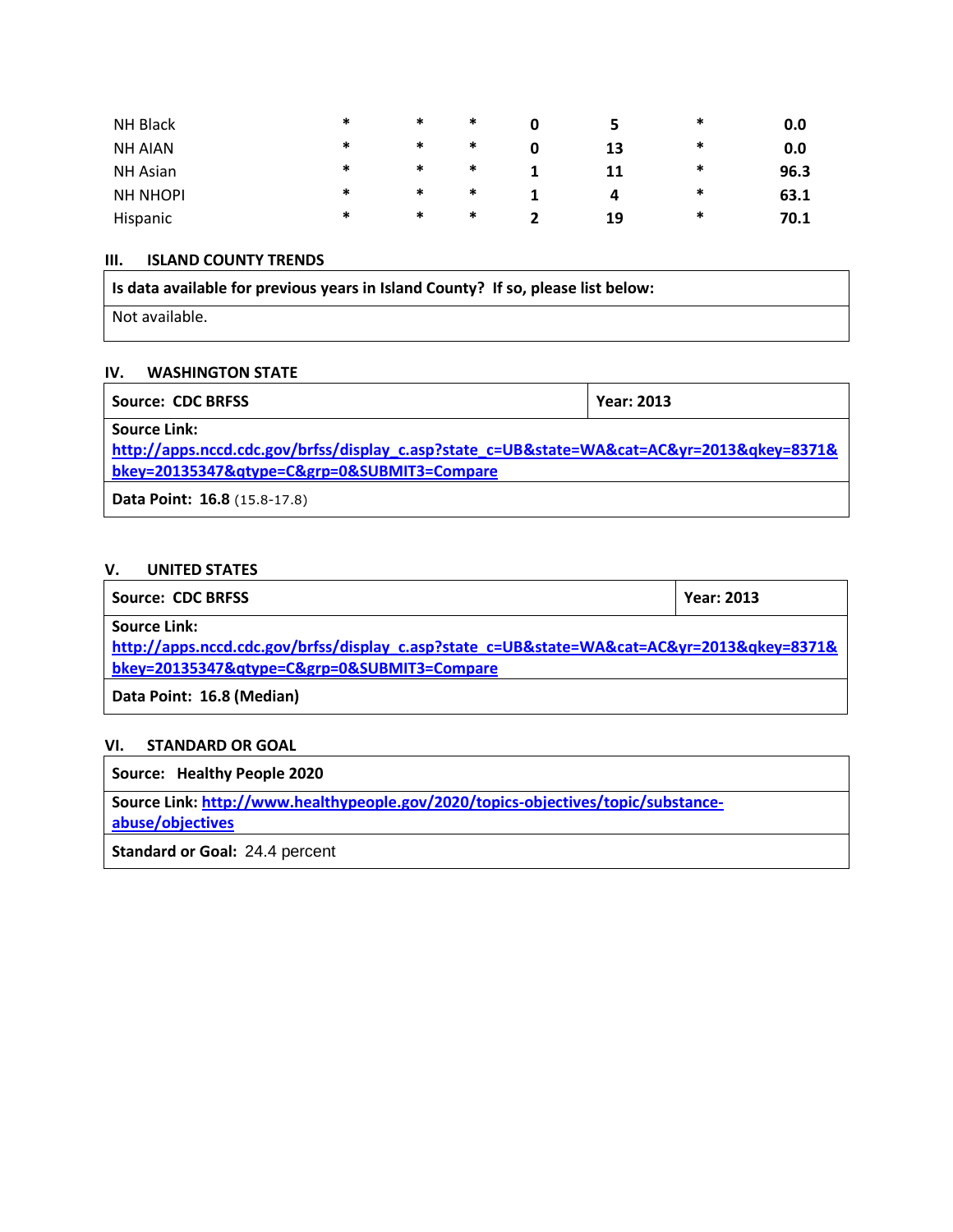| | | | | | | | |
|---|---|---|---|---|---|---|---|
| NH Black | * | * | * | 0 | 5 | * | 0.0 |
| NH AIAN | * | * | * | 0 | 13 | * | 0.0 |
| NH Asian | * | * | * | 1 | 11 | * | 96.3 |
| NH NHOPI | * | * | * | 1 | 4 | * | 63.1 |
| Hispanic | * | * | * | 2 | 19 | * | 70.1 |

## III. ISLAND COUNTY TRENDS

| **Is data available for previous years in Island County? If so, please list below:** |
|---|
| Not available. |

## IV. WASHINGTON STATE

| **Source: CDC BRFSS** | **Year: 2013** |
|---|---|
| **Source Link:** http://apps.nccd.cdc.gov/brfss/display_c.asp?state_c=UB&state=WA&cat=AC&yr=2013&qkey=8371&bkey=20135347&qtype=C&grp=0&SUBMIT3=Compare | |
| **Data Point: 16.8** (15.8-17.8) | |

## V. UNITED STATES

| **Source: CDC BRFSS** | **Year: 2013** |
|---|---|
| **Source Link:** http://apps.nccd.cdc.gov/brfss/display_c.asp?state_c=UB&state=WA&cat=AC&yr=2013&qkey=8371&bkey=20135347&qtype=C&grp=0&SUBMIT3=Compare | |
| **Data Point: 16.8 (Median)** | |

## VI. STANDARD OR GOAL

| **Source: Healthy People 2020** |
|---|
| **Source Link:** http://www.healthypeople.gov/2020/topics-objectives/topic/substance-abuse/objectives |
| **Standard or Goal:** 24.4 percent |